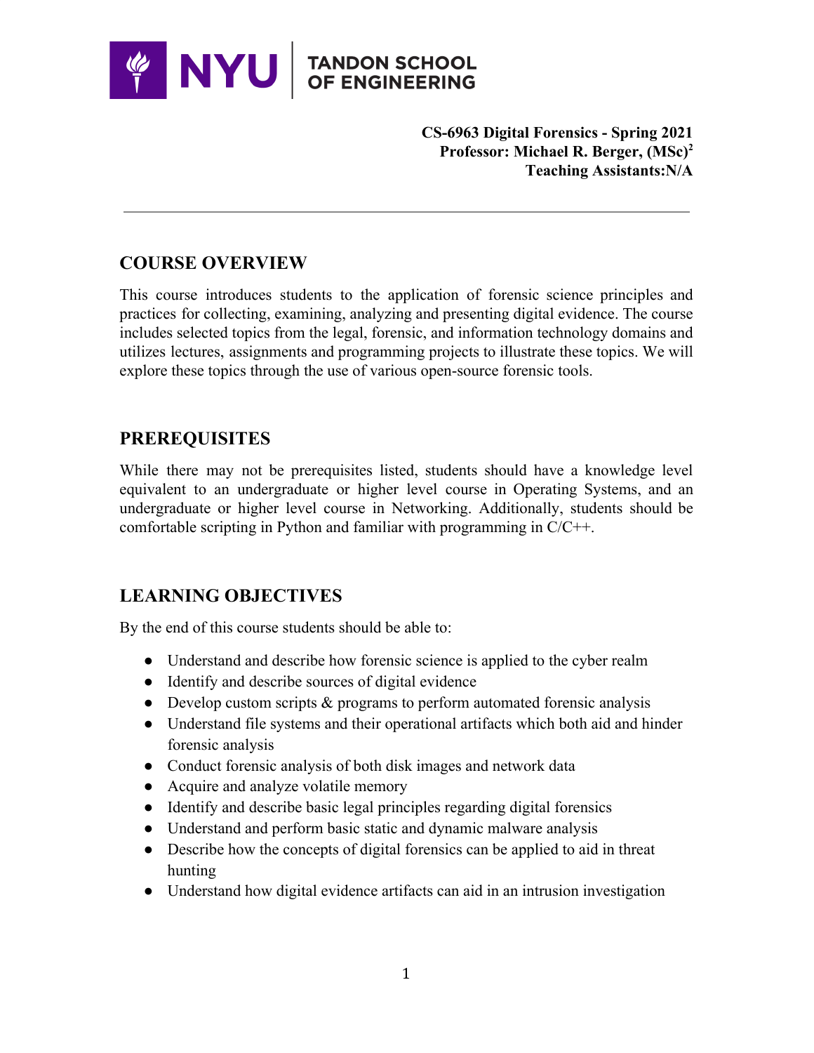**CS-6963 Digital Forensics - Spring 2021**
**Professor: Michael R. Berger, (MSc)[2]**
**Teaching Assistants:N/A**

---

## COURSE OVERVIEW

This course introduces students to the application of forensic science principles and practices for collecting, examining, analyzing and presenting digital evidence. The course includes selected topics from the legal, forensic, and information technology domains and utilizes lectures, assignments and programming projects to illustrate these topics. We will explore these topics through the use of various open-source forensic tools.

## PREREQUISITES

While there may not be prerequisites listed, students should have a knowledge level equivalent to an undergraduate or higher level course in Operating Systems, and an undergraduate or higher level course in Networking. Additionally, students should be comfortable scripting in Python and familiar with programming in C/C++.

## LEARNING OBJECTIVES

By the end of this course students should be able to:

- Understand and describe how forensic science is applied to the cyber realm
- Identify and describe sources of digital evidence
- Develop custom scripts & programs to perform automated forensic analysis
- Understand file systems and their operational artifacts which both aid and hinder forensic analysis
- Conduct forensic analysis of both disk images and network data
- Acquire and analyze volatile memory
- Identify and describe basic legal principles regarding digital forensics
- Understand and perform basic static and dynamic malware analysis
- Describe how the concepts of digital forensics can be applied to aid in threat hunting
- Understand how digital evidence artifacts can aid in an intrusion investigation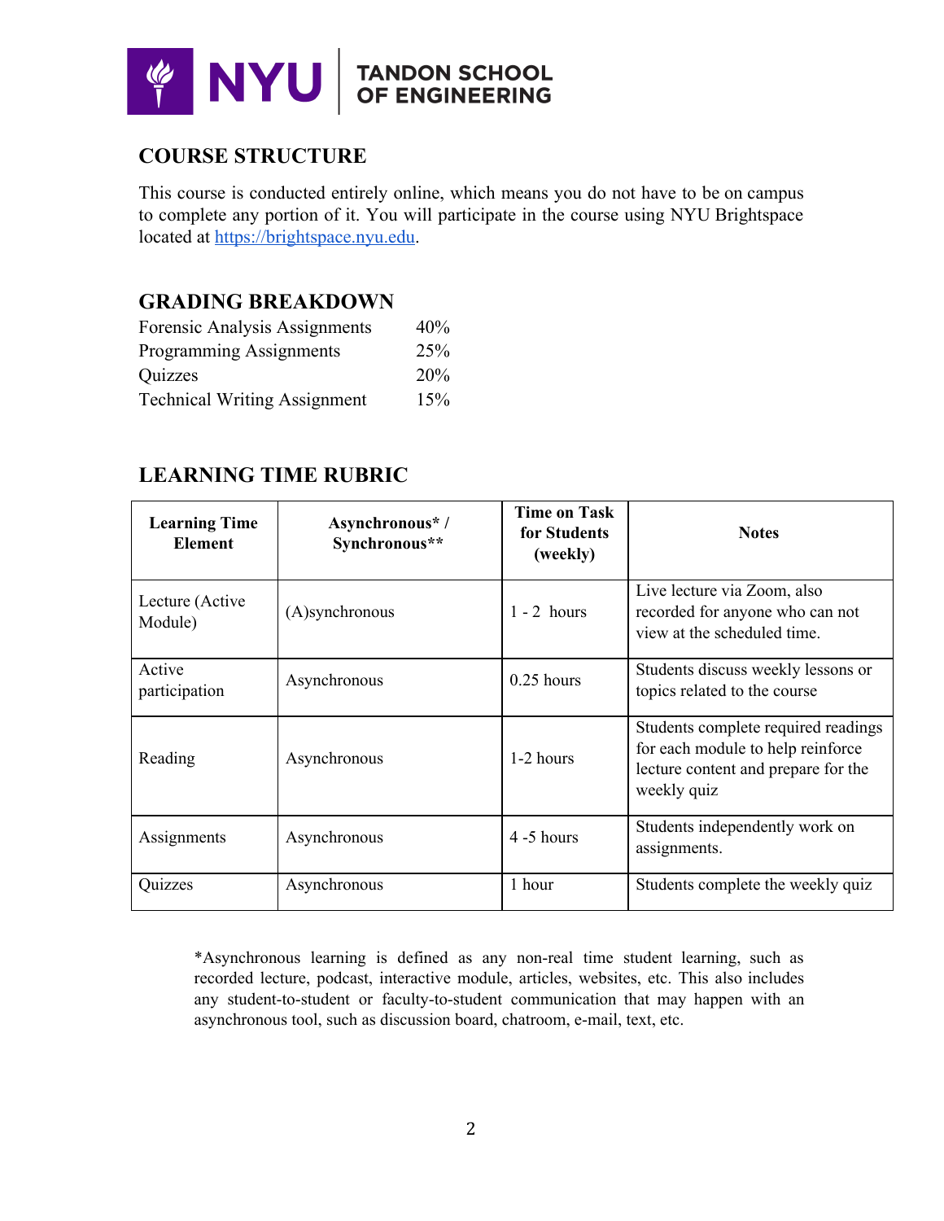## COURSE STRUCTURE

This course is conducted entirely online, which means you do not have to be on campus to complete any portion of it. You will participate in the course using NYU Brightspace located at https://brightspace.nyu.edu.

## GRADING BREAKDOWN

| | |
|---|---|
| Forensic Analysis Assignments | 40% |
| Programming Assignments | 25% |
| Quizzes | 20% |
| Technical Writing Assignment | 15% |

## LEARNING TIME RUBRIC

| Learning Time Element | Asynchronous* / Synchronous** | Time on Task for Students (weekly) | Notes |
|---|---|---|---|
| Lecture (Active Module) | (A)synchronous | 1 - 2 hours | Live lecture via Zoom, also recorded for anyone who can not view at the scheduled time. |
| Active participation | Asynchronous | 0.25 hours | Students discuss weekly lessons or topics related to the course |
| Reading | Asynchronous | 1-2 hours | Students complete required readings for each module to help reinforce lecture content and prepare for the weekly quiz |
| Assignments | Asynchronous | 4 -5 hours | Students independently work on assignments. |
| Quizzes | Asynchronous | 1 hour | Students complete the weekly quiz |

*Asynchronous learning is defined as any non-real time student learning, such as recorded lecture, podcast, interactive module, articles, websites, etc. This also includes any student-to-student or faculty-to-student communication that may happen with an asynchronous tool, such as discussion board, chatroom, e-mail, text, etc.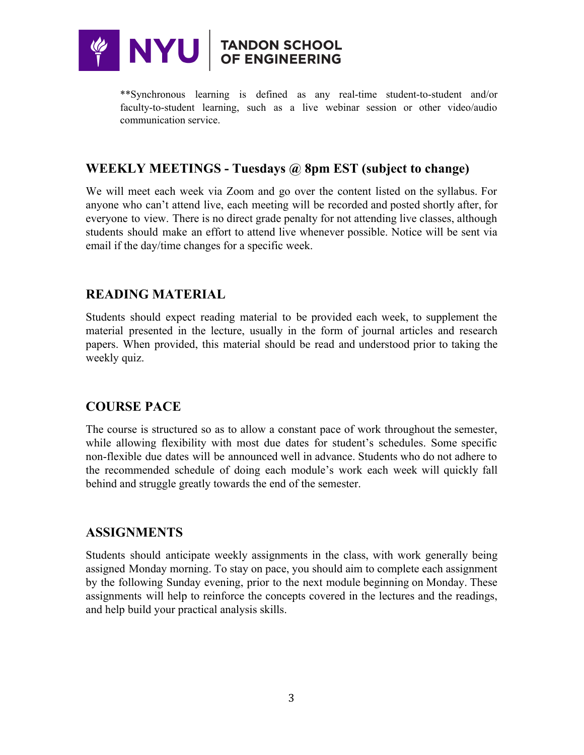**Synchronous learning is defined as any real-time student-to-student and/or faculty-to-student learning, such as a live webinar session or other video/audio communication service.

## WEEKLY MEETINGS - Tuesdays @ 8pm EST (subject to change)

We will meet each week via Zoom and go over the content listed on the syllabus. For anyone who can't attend live, each meeting will be recorded and posted shortly after, for everyone to view. There is no direct grade penalty for not attending live classes, although students should make an effort to attend live whenever possible. Notice will be sent via email if the day/time changes for a specific week.

## READING MATERIAL

Students should expect reading material to be provided each week, to supplement the material presented in the lecture, usually in the form of journal articles and research papers. When provided, this material should be read and understood prior to taking the weekly quiz.

## COURSE PACE

The course is structured so as to allow a constant pace of work throughout the semester, while allowing flexibility with most due dates for student's schedules. Some specific non-flexible due dates will be announced well in advance. Students who do not adhere to the recommended schedule of doing each module's work each week will quickly fall behind and struggle greatly towards the end of the semester.

## ASSIGNMENTS

Students should anticipate weekly assignments in the class, with work generally being assigned Monday morning. To stay on pace, you should aim to complete each assignment by the following Sunday evening, prior to the next module beginning on Monday. These assignments will help to reinforce the concepts covered in the lectures and the readings, and help build your practical analysis skills.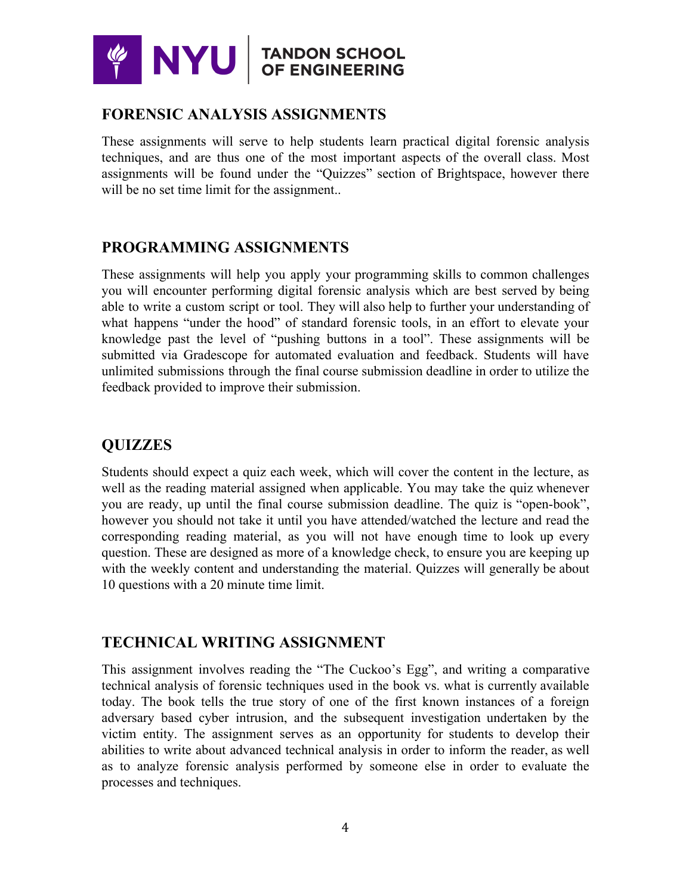## FORENSIC ANALYSIS ASSIGNMENTS

These assignments will serve to help students learn practical digital forensic analysis techniques, and are thus one of the most important aspects of the overall class. Most assignments will be found under the "Quizzes" section of Brightspace, however there will be no set time limit for the assignment..

## PROGRAMMING ASSIGNMENTS

These assignments will help you apply your programming skills to common challenges you will encounter performing digital forensic analysis which are best served by being able to write a custom script or tool. They will also help to further your understanding of what happens "under the hood" of standard forensic tools, in an effort to elevate your knowledge past the level of "pushing buttons in a tool". These assignments will be submitted via Gradescope for automated evaluation and feedback. Students will have unlimited submissions through the final course submission deadline in order to utilize the feedback provided to improve their submission.

## QUIZZES

Students should expect a quiz each week, which will cover the content in the lecture, as well as the reading material assigned when applicable. You may take the quiz whenever you are ready, up until the final course submission deadline. The quiz is "open-book", however you should not take it until you have attended/watched the lecture and read the corresponding reading material, as you will not have enough time to look up every question. These are designed as more of a knowledge check, to ensure you are keeping up with the weekly content and understanding the material. Quizzes will generally be about 10 questions with a 20 minute time limit.

## TECHNICAL WRITING ASSIGNMENT

This assignment involves reading the "The Cuckoo's Egg", and writing a comparative technical analysis of forensic techniques used in the book vs. what is currently available today. The book tells the true story of one of the first known instances of a foreign adversary based cyber intrusion, and the subsequent investigation undertaken by the victim entity. The assignment serves as an opportunity for students to develop their abilities to write about advanced technical analysis in order to inform the reader, as well as to analyze forensic analysis performed by someone else in order to evaluate the processes and techniques.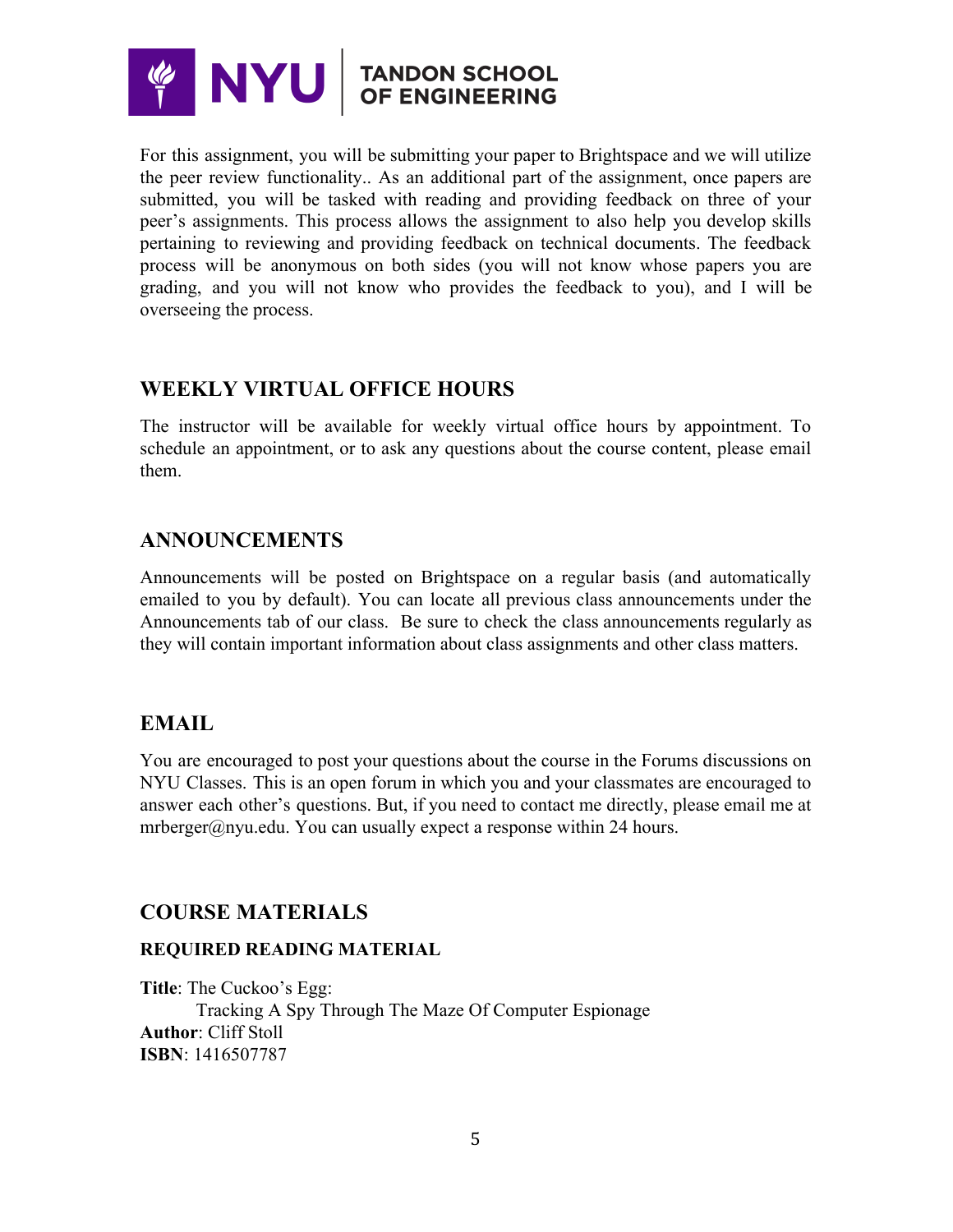For this assignment, you will be submitting your paper to Brightspace and we will utilize the peer review functionality.. As an additional part of the assignment, once papers are submitted, you will be tasked with reading and providing feedback on three of your peer's assignments. This process allows the assignment to also help you develop skills pertaining to reviewing and providing feedback on technical documents. The feedback process will be anonymous on both sides (you will not know whose papers you are grading, and you will not know who provides the feedback to you), and I will be overseeing the process.

## WEEKLY VIRTUAL OFFICE HOURS

The instructor will be available for weekly virtual office hours by appointment. To schedule an appointment, or to ask any questions about the course content, please email them.

## ANNOUNCEMENTS

Announcements will be posted on Brightspace on a regular basis (and automatically emailed to you by default). You can locate all previous class announcements under the Announcements tab of our class. Be sure to check the class announcements regularly as they will contain important information about class assignments and other class matters.

## EMAIL

You are encouraged to post your questions about the course in the Forums discussions on NYU Classes. This is an open forum in which you and your classmates are encouraged to answer each other's questions. But, if you need to contact me directly, please email me at mrberger@nyu.edu. You can usually expect a response within 24 hours.

## COURSE MATERIALS

### REQUIRED READING MATERIAL

**Title**: The Cuckoo's Egg:
Tracking A Spy Through The Maze Of Computer Espionage
**Author**: Cliff Stoll
**ISBN**: 1416507787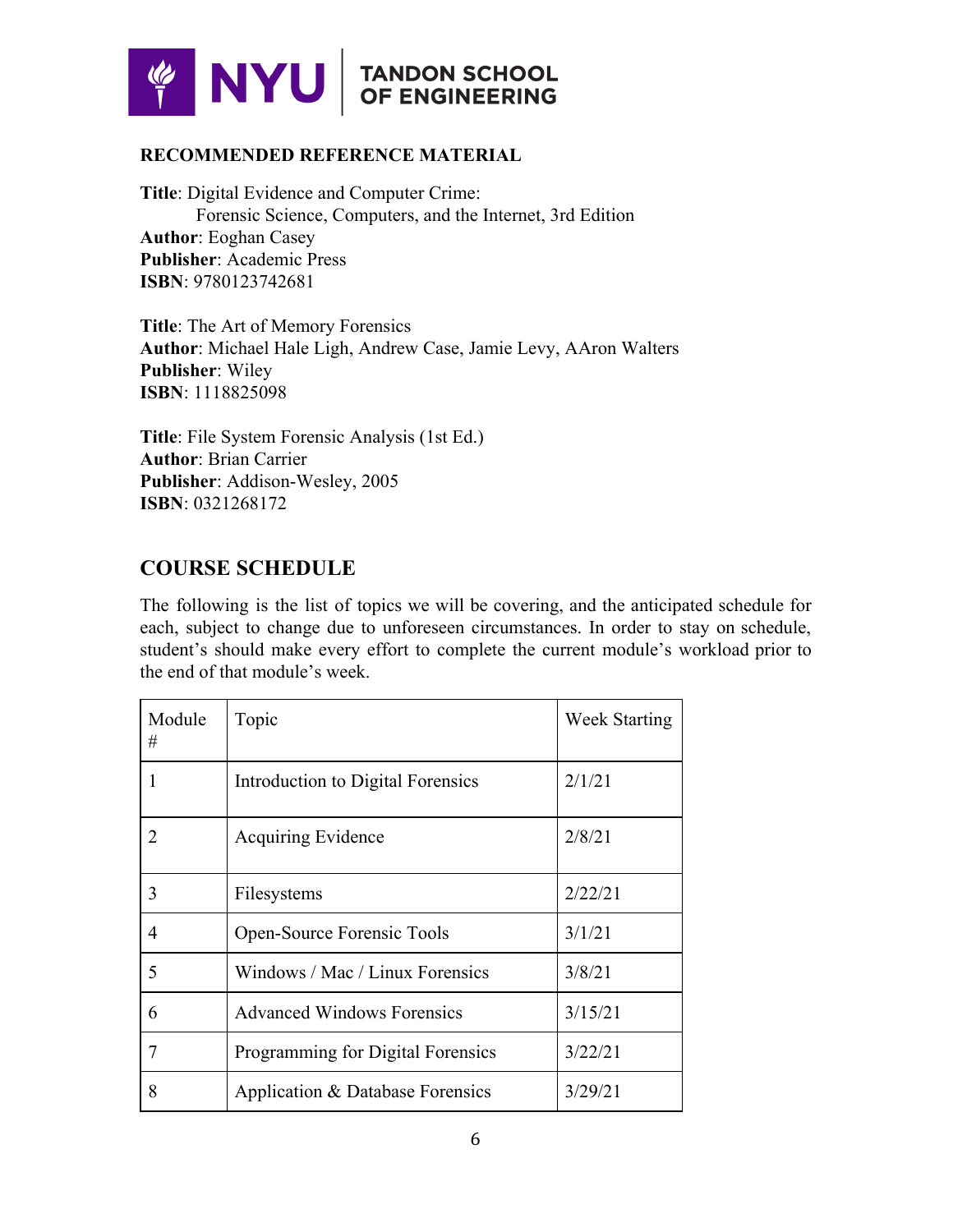**RECOMMENDED REFERENCE MATERIAL**

**Title**: Digital Evidence and Computer Crime:
Forensic Science, Computers, and the Internet, 3rd Edition
**Author**: Eoghan Casey
**Publisher**: Academic Press
**ISBN**: 9780123742681

**Title**: The Art of Memory Forensics
**Author**: Michael Hale Ligh, Andrew Case, Jamie Levy, AAron Walters
**Publisher**: Wiley
**ISBN**: 1118825098

**Title**: File System Forensic Analysis (1st Ed.)
**Author**: Brian Carrier
**Publisher**: Addison-Wesley, 2005
**ISBN**: 0321268172

## COURSE SCHEDULE

The following is the list of topics we will be covering, and the anticipated schedule for each, subject to change due to unforeseen circumstances. In order to stay on schedule, student's should make every effort to complete the current module's workload prior to the end of that module's week.

| Module # | Topic | Week Starting |
|---|---|---|
| 1 | Introduction to Digital Forensics | 2/1/21 |
| 2 | Acquiring Evidence | 2/8/21 |
| 3 | Filesystems | 2/22/21 |
| 4 | Open-Source Forensic Tools | 3/1/21 |
| 5 | Windows / Mac / Linux Forensics | 3/8/21 |
| 6 | Advanced Windows Forensics | 3/15/21 |
| 7 | Programming for Digital Forensics | 3/22/21 |
| 8 | Application & Database Forensics | 3/29/21 |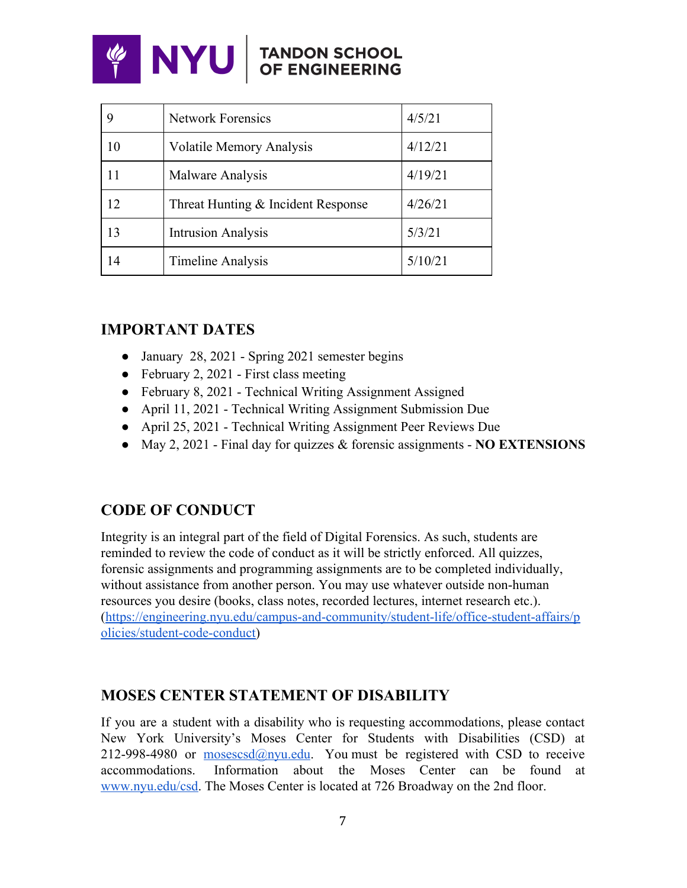| | | |
|---|---|---|
| 9 | Network Forensics | 4/5/21 |
| 10 | Volatile Memory Analysis | 4/12/21 |
| 11 | Malware Analysis | 4/19/21 |
| 12 | Threat Hunting & Incident Response | 4/26/21 |
| 13 | Intrusion Analysis | 5/3/21 |
| 14 | Timeline Analysis | 5/10/21 |

## IMPORTANT DATES

- January 28, 2021 - Spring 2021 semester begins
- February 2, 2021 - First class meeting
- February 8, 2021 - Technical Writing Assignment Assigned
- April 11, 2021 - Technical Writing Assignment Submission Due
- April 25, 2021 - Technical Writing Assignment Peer Reviews Due
- May 2, 2021 - Final day for quizzes & forensic assignments - **NO EXTENSIONS**

## CODE OF CONDUCT

Integrity is an integral part of the field of Digital Forensics. As such, students are reminded to review the code of conduct as it will be strictly enforced. All quizzes, forensic assignments and programming assignments are to be completed individually, without assistance from another person. You may use whatever outside non-human resources you desire (books, class notes, recorded lectures, internet research etc.). (https://engineering.nyu.edu/campus-and-community/student-life/office-student-affairs/policies/student-code-conduct)

## MOSES CENTER STATEMENT OF DISABILITY

If you are a student with a disability who is requesting accommodations, please contact New York University's Moses Center for Students with Disabilities (CSD) at 212-998-4980 or mosescsd@nyu.edu. You must be registered with CSD to receive accommodations. Information about the Moses Center can be found at www.nyu.edu/csd. The Moses Center is located at 726 Broadway on the 2nd floor.